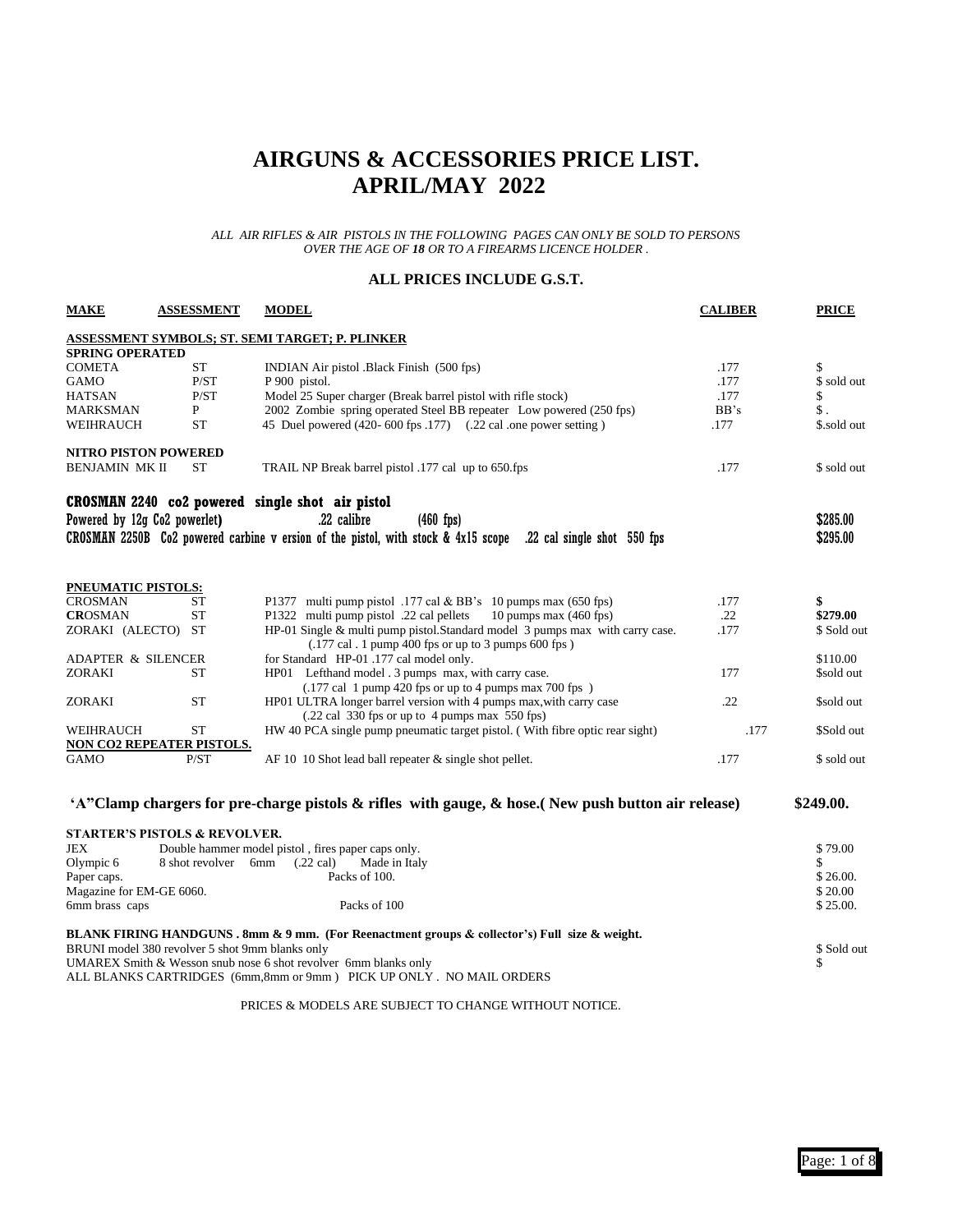# AIRGUNS & ACCESSORIES PRICE LIST.
# APRIL/MAY 2022

*ALL AIR RIFLES & AIR PISTOLS IN THE FOLLOWING PAGES CAN ONLY BE SOLD TO PERSONS OVER THE AGE OF **18** OR TO A FIREARMS LICENCE HOLDER .*

**ALL PRICES INCLUDE G.S.T.**

| MAKE | ASSESSMENT | MODEL | CALIBER | PRICE |
|---|---|---|---|---|
| **ASSESSMENT SYMBOLS; ST. SEMI TARGET; P. PLINKER** | | | | |
| **SPRING OPERATED** | | | | |
| COMETA | ST | INDIAN Air pistol .Black Finish (500 fps) | .177 | $ |
| GAMO | P/ST | P 900 pistol. | .177 | $ sold out |
| HATSAN | P/ST | Model 25 Super charger (Break barrel pistol with rifle stock) | .177 | $ |
| MARKSMAN | P | 2002 Zombie spring operated Steel BB repeater Low powered (250 fps) | BB's | $ . |
| WEIHRAUCH | ST | 45 Duel powered (420- 600 fps .177) (.22 cal .one power setting ) | .177 | $.sold out |
| **NITRO PISTON POWERED** | | | | |
| BENJAMIN MK II | ST | TRAIL NP Break barrel pistol .177 cal up to 650.fps | .177 | $ sold out |

**CROSMAN 2240 co2 powered single shot air pistol**

Powered by 12g Co2 powerlet) .22 calibre (460 fps) **$285.00**

CROSMAN 2250B Co2 powered carbine v ersion of the pistol, with stock & 4x15 scope .22 cal single shot 550 fps **$295.00**

| MAKE | ASSESSMENT | MODEL | CALIBER | PRICE |
|---|---|---|---|---|
| **PNEUMATIC PISTOLS:** | | | | |
| CROSMAN | ST | P1377 multi pump pistol .177 cal & BB's 10 pumps max (650 fps) | .177 | **$** |
| **CR**OSMAN | ST | P1322 multi pump pistol .22 cal pellets 10 pumps max (460 fps) | .22 | **$279.00** |
| ZORAKI (ALECTO) | ST | HP-01 Single & multi pump pistol.Standard model 3 pumps max with carry case. (.177 cal . 1 pump 400 fps or up to 3 pumps 600 fps ) | .177 | $ Sold out |
| ADAPTER & SILENCER | | for Standard HP-01 .177 cal model only. | | $110.00 |
| ZORAKI | ST | HP01 Lefthand model . 3 pumps max, with carry case. (.177 cal 1 pump 420 fps or up to 4 pumps max 700 fps ) | 177 | $sold out |
| ZORAKI | ST | HP01 ULTRA longer barrel version with 4 pumps max,with carry case (.22 cal 330 fps or up to 4 pumps max 550 fps) | .22 | $sold out |
| WEIHRAUCH | ST | HW 40 PCA single pump pneumatic target pistol. ( With fibre optic rear sight) | .177 | $Sold out |
| **NON CO2 REPEATER PISTOLS.** | | | | |
| GAMO | P/ST | AF 10 10 Shot lead ball repeater & single shot pellet. | .177 | $ sold out |

**'A"Clamp chargers for pre-charge pistols & rifles with gauge, & hose.( New push button air release) $249.00.**

**STARTER'S PISTOLS & REVOLVER.**

| | | |
|---|---|---|
| JEX | Double hammer model pistol , fires paper caps only. | $ 79.00 |
| Olympic 6 | 8 shot revolver 6mm (.22 cal) Made in Italy | $ |
| Paper caps. | Packs of 100. | $ 26.00. |
| Magazine for EM-GE 6060. | | $ 20.00 |
| 6mm brass caps | Packs of 100 | $ 25.00. |

**BLANK FIRING HANDGUNS . 8mm & 9 mm. (For Reenactment groups & collector's) Full size & weight.**

| | |
|---|---|
| BRUNI model 380 revolver 5 shot 9mm blanks only | $ Sold out |
| UMAREX Smith & Wesson snub nose 6 shot revolver 6mm blanks only | $ |

ALL BLANKS CARTRIDGES (6mm,8mm or 9mm ) PICK UP ONLY . NO MAIL ORDERS

PRICES & MODELS ARE SUBJECT TO CHANGE WITHOUT NOTICE.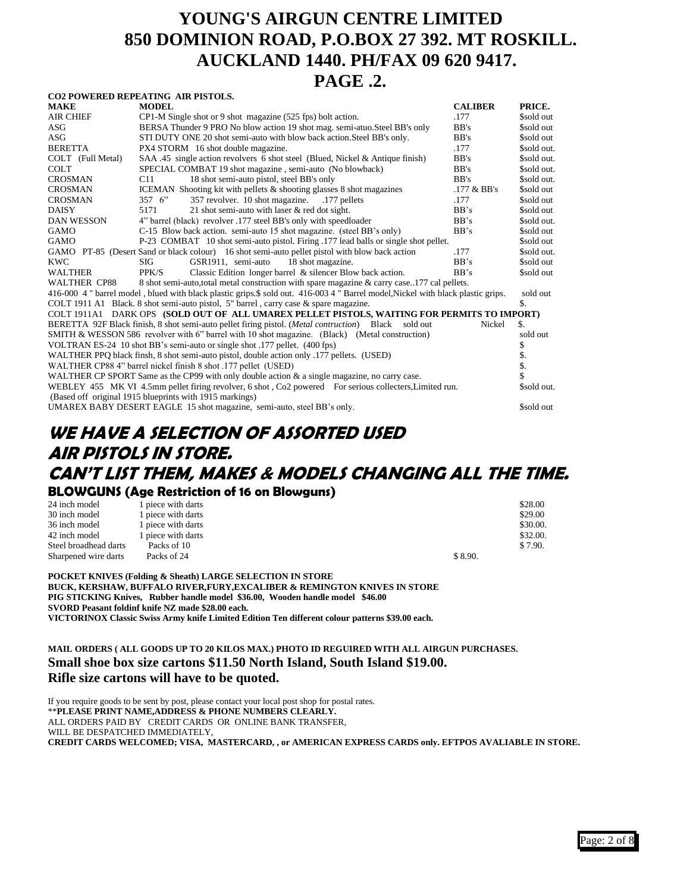# YOUNG'S AIRGUN CENTRE LIMITED
# 850 DOMINION ROAD, P.O.BOX 27 392. MT ROSKILL. AUCKLAND 1440. PH/FAX 09 620 9417.
# PAGE .2.

**CO2 POWERED REPEATING AIR PISTOLS.**

| MAKE | MODEL | CALIBER | PRICE. |
|---|---|---|---|
| AIR CHIEF | CP1-M Single shot or 9 shot magazine (525 fps) bolt action. | .177 | $sold out |
| ASG | BERSA Thunder 9 PRO No blow action 19 shot mag. semi-atuo.Steel BB's only | BB's | $sold out |
| ASG | STI DUTY ONE 20 shot semi-auto with blow back action.Steel BB's only. | BB's | $sold out |
| BERETTA | PX4 STORM 16 shot double magazine. | .177 | $sold out. |
| COLT (Full Metal) | SAA .45 single action revolvers 6 shot steel (Blued, Nickel & Antique finish) | BB's | $sold out. |
| COLT | SPECIAL COMBAT 19 shot magazine , semi-auto (No blowback) | BB's | $sold out. |
| CROSMAN | C11 18 shot semi-auto pistol, steel BB's only | BB's | $sold out. |
| CROSMAN | ICEMAN Shooting kit with pellets & shooting glasses 8 shot magazines | .177 & BB's | $sold out |
| CROSMAN | 357 6" 357 revolver. 10 shot magazine. .177 pellets | .177 | $sold out |
| DAISY | 5171 21 shot semi-auto with laser & red dot sight. | BB's | $sold out |
| DAN WESSON | 4" barrel (black) revolver .177 steel BB's only with speedloader | BB's | $sold out. |
| GAMO | C-15 Blow back action. semi-auto 15 shot magazine. (steel BB's only) | BB's | $sold out |
| GAMO | P-23 COMBAT 10 shot semi-auto pistol. Firing .177 lead balls or single shot pellet. | | $sold out |
| GAMO | PT-85 (Desert Sand or black colour) 16 shot semi-auto pellet pistol with blow back action | .177 | $sold out. |
| KWC | SIG GSR1911, semi-auto 18 shot magazine. | BB's | $sold out |
| WALTHER | PPK/S Classic Edition longer barrel & silencer Blow back action. | BB's | $sold out |
| WALTHER CP88 | 8 shot semi-auto,total metal construction with spare magazine & carry case..177 cal pellets. | | |

416-000 4 " barrel model , blued with black plastic grips.$ sold out. 416-003 4 " Barrel model,Nickel with black plastic grips. sold out

COLT 1911 A1 Black. 8 shot semi-auto pistol, 5" barrel , carry case & spare magazine. $.

COLT 1911A1 DARK OPS **(SOLD OUT OF ALL UMAREX PELLET PISTOLS, WAITING FOR PERMITS TO IMPORT)**

BERETTA 92F Black finish, 8 shot semi-auto pellet firing pistol. (*Metal contruction*) Black sold out Nickel $.

SMITH & WESSON 586 revolver with 6" barrel with 10 shot magazine. (Black) (Metal construction) sold out

VOLTRAN ES-24 10 shot BB's semi-auto or single shot .177 pellet. (400 fps) $

WALTHER PPQ black finsh, 8 shot semi-auto pistol, double action only .177 pellets. (USED) $.

WALTHER CP88 4" barrel nickel finish 8 shot .177 pellet (USED) $.

WALTHER CP SPORT Same as the CP99 with only double action & a single magazine, no carry case. $

WEBLEY 455 MK VI 4.5mm pellet firing revolver, 6 shot , Co2 powered For serious collecters,Limited run. $sold out.
(Based off original 1915 blueprints with 1915 markings)

UMAREX BABY DESERT EAGLE 15 shot magazine, semi-auto, steel BB's only. $sold out

## WE HAVE A SELECTION OF ASSORTED USED AIR PISTOLS IN STORE.
## CAN'T LIST THEM, MAKES & MODELS CHANGING ALL THE TIME.

### BLOWGUNS (Age Restriction of 16 on Blowguns)

| | | | |
|---|---|---|---|
| 24 inch model | 1 piece with darts | | $28.00 |
| 30 inch model | 1 piece with darts | | $29.00 |
| 36 inch model | 1 piece with darts | | $30.00. |
| 42 inch model | 1 piece with darts | | $32.00. |
| Steel broadhead darts | Packs of 10 | | $ 7.90. |
| Sharpened wire darts | Packs of 24 | $ 8.90. | |

**POCKET KNIVES (Folding & Sheath) LARGE SELECTION IN STORE**
**BUCK, KERSHAW, BUFFALO RIVER,FURY,EXCALIBER & REMINGTON KNIVES IN STORE**
**PIG STICKING Knives, Rubber handle model $36.00, Wooden handle model $46.00**
**SVORD Peasant foldinf knife NZ made $28.00 each.**
**VICTORINOX Classic Swiss Army knife Limited Edition Ten different colour patterns $39.00 each.**

**MAIL ORDERS ( ALL GOODS UP TO 20 KILOS MAX.) PHOTO ID REGUIRED WITH ALL AIRGUN PURCHASES.**
**Small shoe box size cartons $11.50 North Island, South Island $19.00.**
**Rifle size cartons will have to be quoted.**

If you require goods to be sent by post, please contact your local post shop for postal rates.
****PLEASE PRINT NAME,ADDRESS & PHONE NUMBERS CLEARLY.**
ALL ORDERS PAID BY CREDIT CARDS OR ONLINE BANK TRANSFER,
WILL BE DESPATCHED IMMEDIATELY,
**CREDIT CARDS WELCOMED; VISA, MASTERCARD, , or AMERICAN EXPRESS CARDS only. EFTPOS AVALIABLE IN STORE.**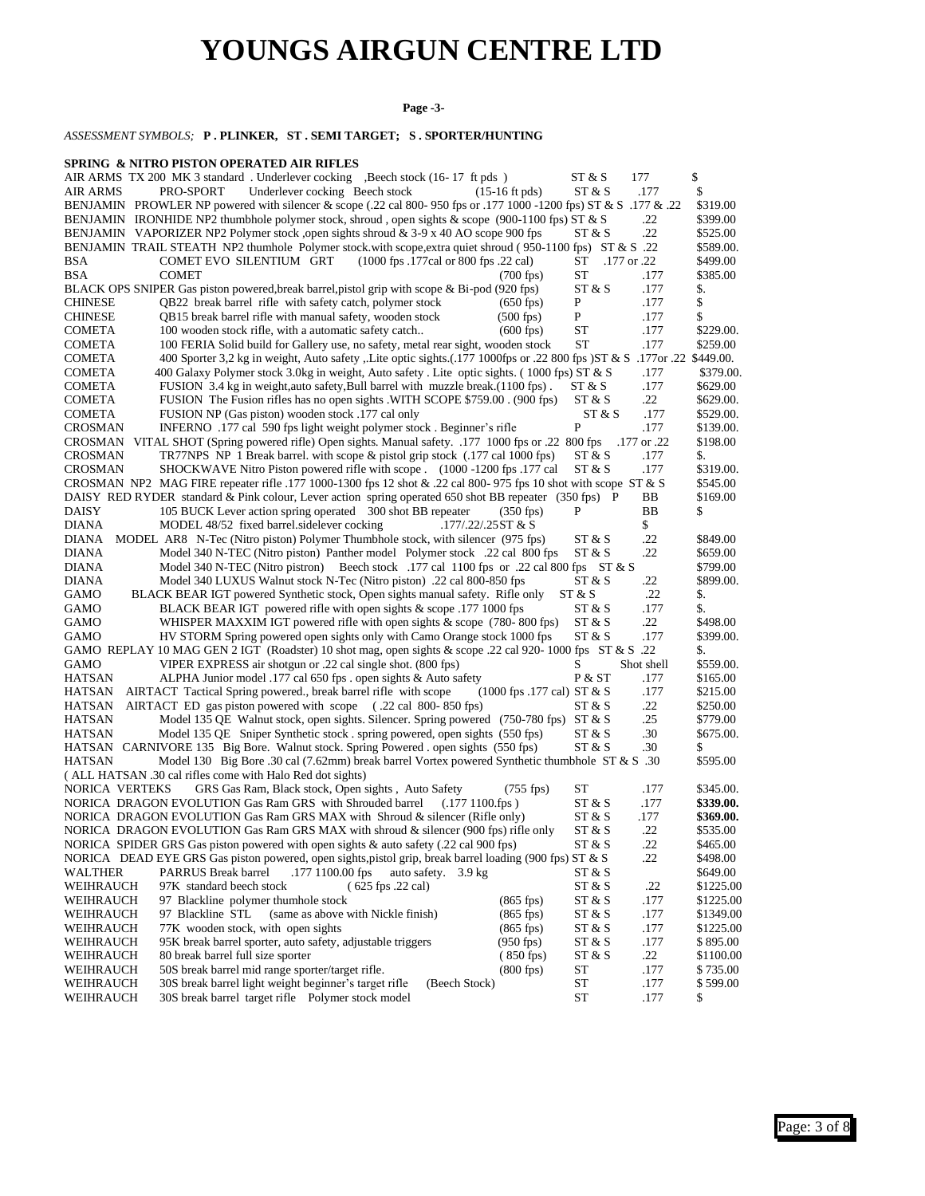# YOUNGS AIRGUN CENTRE LTD

**Page -3-**

*ASSESSMENT SYMBOLS;* **P . PLINKER, ST . SEMI TARGET; S . SPORTER/HUNTING**

**SPRING & NITRO PISTON OPERATED AIR RIFLES**

AIR ARMS TX 200 MK 3 standard . Underlever cocking ,Beech stock (16- 17 ft pds ) ST & S 177 $
AIR ARMS PRO-SPORT Underlever cocking Beech stock (15-16 ft pds) ST & S .177 $
BENJAMIN PROWLER NP powered with silencer & scope (.22 cal 800- 950 fps or .177 1000 -1200 fps) ST & S .177 & .22 $319.00
BENJAMIN IRONHIDE NP2 thumbhole polymer stock, shroud , open sights & scope (900-1100 fps) ST & S .22 $399.00
BENJAMIN VAPORIZER NP2 Polymer stock ,open sights shroud & 3-9 x 40 AO scope 900 fps ST & S .22 $525.00
BENJAMIN TRAIL STEATH NP2 thumhole Polymer stock.with scope,extra quiet shroud ( 950-1100 fps) ST & S .22 $589.00.
BSA COMET EVO SILENTIUM GRT (1000 fps .177cal or 800 fps .22 cal) ST .177 or .22 $499.00
BSA COMET (700 fps) ST .177 $385.00
BLACK OPS SNIPER Gas piston powered,break barrel,pistol grip with scope & Bi-pod (920 fps) ST & S .177 $.
CHINESE QB22 break barrel rifle with safety catch, polymer stock (650 fps) P .177 $
CHINESE QB15 break barrel rifle with manual safety, wooden stock (500 fps) P .177 $
COMETA 100 wooden stock rifle, with a automatic safety catch.. (600 fps) ST .177 $229.00.
COMETA 100 FERIA Solid build for Gallery use, no safety, metal rear sight, wooden stock ST .177 $259.00
COMETA 400 Sporter 3,2 kg in weight, Auto safety ,.Lite optic sights.(.177 1000fps or .22 800 fps )ST & S .177or .22 $449.00.
COMETA 400 Galaxy Polymer stock 3.0kg in weight, Auto safety . Lite optic sights. ( 1000 fps) ST & S .177 $379.00.
COMETA FUSION 3.4 kg in weight,auto safety,Bull barrel with muzzle break.(1100 fps) . ST & S .177 $629.00
COMETA FUSION The Fusion rifles has no open sights .WITH SCOPE $759.00 . (900 fps) ST & S .22 $629.00.
COMETA FUSION NP (Gas piston) wooden stock .177 cal only ST & S .177 $529.00.
CROSMAN INFERNO .177 cal 590 fps light weight polymer stock . Beginner's rifle P .177 $139.00.
CROSMAN VITAL SHOT (Spring powered rifle) Open sights. Manual safety. .177 1000 fps or .22 800 fps .177 or .22 $198.00
CROSMAN TR77NPS NP 1 Break barrel. with scope & pistol grip stock (.177 cal 1000 fps) ST & S .177 $.
CROSMAN SHOCKWAVE Nitro Piston powered rifle with scope . (1000 -1200 fps .177 cal ST & S .177 $319.00.
CROSMAN NP2 MAG FIRE repeater rifle .177 1000-1300 fps 12 shot & .22 cal 800- 975 fps 10 shot with scope ST & S $545.00
DAISY RED RYDER standard & Pink colour, Lever action spring operated 650 shot BB repeater (350 fps) P BB $169.00
DAISY 105 BUCK Lever action spring operated 300 shot BB repeater (350 fps) P BB $
DIANA MODEL 48/52 fixed barrel.sidelever cocking .177/.22/.25ST & S $
DIANA MODEL AR8 N-Tec (Nitro piston) Polymer Thumbhole stock, with silencer (975 fps) ST & S .22 $849.00
DIANA Model 340 N-TEC (Nitro piston) Panther model Polymer stock .22 cal 800 fps ST & S .22 $659.00
DIANA Model 340 N-TEC (Nitro pistron) Beech stock .177 cal 1100 fps or .22 cal 800 fps ST & S $799.00
DIANA Model 340 LUXUS Walnut stock N-Tec (Nitro piston) .22 cal 800-850 fps ST & S .22 $899.00.
GAMO BLACK BEAR IGT powered Synthetic stock, Open sights manual safety. Rifle only ST & S .22 $.
GAMO BLACK BEAR IGT powered rifle with open sights & scope .177 1000 fps ST & S .177 $.
GAMO WHISPER MAXXIM IGT powered rifle with open sights & scope (780- 800 fps) ST & S .22 $498.00
GAMO HV STORM Spring powered open sights only with Camo Orange stock 1000 fps ST & S .177 $399.00.
GAMO REPLAY 10 MAG GEN 2 IGT (Roadster) 10 shot mag, open sights & scope .22 cal 920- 1000 fps ST & S .22 $.
GAMO VIPER EXPRESS air shotgun or .22 cal single shot. (800 fps) S Shot shell $559.00.
HATSAN ALPHA Junior model .177 cal 650 fps . open sights & Auto safety P & ST .177 $165.00
HATSAN AIRTACT Tactical Spring powered., break barrel rifle with scope (1000 fps .177 cal) ST & S .177 $215.00
HATSAN AIRTACT ED gas piston powered with scope ( .22 cal 800- 850 fps) ST & S .22 $250.00
HATSAN Model 135 QE Walnut stock, open sights. Silencer. Spring powered (750-780 fps) ST & S .25 $779.00
HATSAN Model 135 QE Sniper Synthetic stock . spring powered, open sights (550 fps) ST & S .30 $675.00.
HATSAN CARNIVORE 135 Big Bore. Walnut stock. Spring Powered . open sights (550 fps) ST & S .30 $
HATSAN Model 130 Big Bore .30 cal (7.62mm) break barrel Vortex powered Synthetic thumbhole ST & S .30 $595.00
( ALL HATSAN .30 cal rifles come with Halo Red dot sights)
NORICA VERTEKS GRS Gas Ram, Black stock, Open sights , Auto Safety (755 fps) ST .177 $345.00.
NORICA DRAGON EVOLUTION Gas Ram GRS with Shrouded barrel (.177 1100.fps ) ST & S .177 **$339.00.**
NORICA DRAGON EVOLUTION Gas Ram GRS MAX with Shroud & silencer (Rifle only) ST & S .177 **$369.00.**
NORICA DRAGON EVOLUTION Gas Ram GRS MAX with shroud & silencer (900 fps) rifle only ST & S .22 $535.00
NORICA SPIDER GRS Gas piston powered with open sights & auto safety (.22 cal 900 fps) ST & S .22 $465.00
NORICA DEAD EYE GRS Gas piston powered, open sights,pistol grip, break barrel loading (900 fps) ST & S .22 $498.00
WALTHER PARRUS Break barrel .177 1100.00 fps auto safety. 3.9 kg ST & S $649.00
WEIHRAUCH 97K standard beech stock ( 625 fps .22 cal) ST & S .22 $1225.00
WEIHRAUCH 97 Blackline polymer thumhole stock (865 fps) ST & S .177 $1225.00
WEIHRAUCH 97 Blackline STL (same as above with Nickle finish) (865 fps) ST & S .177 $1349.00
WEIHRAUCH 77K wooden stock, with open sights (865 fps) ST & S .177 $1225.00
WEIHRAUCH 95K break barrel sporter, auto safety, adjustable triggers (950 fps) ST & S .177 $ 895.00
WEIHRAUCH 80 break barrel full size sporter ( 850 fps) ST & S .22 $1100.00
WEIHRAUCH 50S break barrel mid range sporter/target rifle. (800 fps) ST .177 $ 735.00
WEIHRAUCH 30S break barrel light weight beginner's target rifle (Beech Stock) ST .177 $ 599.00
WEIHRAUCH 30S break barrel target rifle Polymer stock model ST .177 $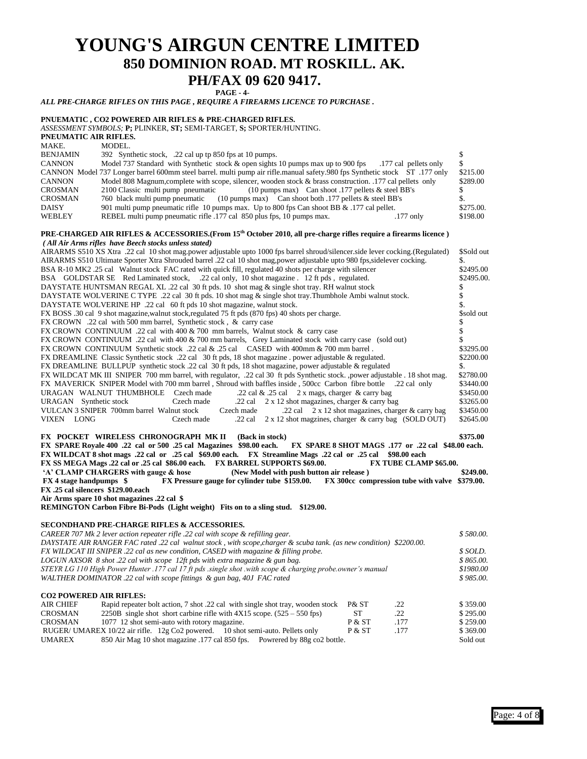# YOUNG'S AIRGUN CENTRE LIMITED

## 850 DOMINION ROAD. MT ROSKILL. AK.

## PH/FAX 09 620 9417.

**PAGE - 4-**

***ALL PRE-CHARGE RIFLES ON THIS PAGE , REQUIRE A FIREARMS LICENCE TO PURCHASE .***

**PNUEMATIC , CO2 POWERED AIR RIFLES & PRE-CHARGED RIFLES.**

*ASSESSMENT SYMBOLS;* **P;** PLINKER, **ST;** SEMI-TARGET, **S;** SPORTER/HUNTING.

**PNEUMATIC AIR RIFLES.**

| MAKE. | MODEL. | |
|---|---|---|
| BENJAMIN | 392 Synthetic stock, .22 cal up tp 850 fps at 10 pumps. | $ |
| CANNON | Model 737 Standard with Synthetic stock & open sights 10 pumps max up to 900 fps .177 cal pellets only | $ |
| CANNON | Model 737 Longer barrel 600mm steel barrel. multi pump air rifle.manual safety.980 fps Synthetic stock ST .177 only | $215.00 |
| CANNON | Model 808 Magnum,complete with scope, silencer, wooden stock & brass construction. .177 cal pellets only | $289.00 |
| CROSMAN | 2100 Classic multi pump pneumatic (10 pumps max) Can shoot .177 pellets & steel BB's | $ |
| CROSMAN | 760 black multi pump pneumatic (10 pumps max) Can shoot both .177 pellets & steel BB's | $. |
| DAISY | 901 multi pump pneumatic rifle 10 pumps max. Up to 800 fps Can shoot BB & .177 cal pellet. | $275.00. |
| WEBLEY | REBEL multi pump pneumatic rifle .177 cal 850 plus fps, 10 pumps max. .177 only | $198.00 |

**PRE-CHARGED AIR RIFLES & ACCESSORIES.(From 15th October 2010, all pre-charge rifles require a firearms licence )**

***( All Air Arms rifles have Beech stocks unless stated)***

| | |
|---|---|
| AIRARMS S510 XS Xtra .22 cal 10 shot mag.power adjustable upto 1000 fps barrel shroud/silencer.side lever cocking.(Regulated) | $Sold out |
| AIRARMS S510 Ultimate Sporter Xtra Shrouded barrel .22 cal 10 shot mag,power adjustable upto 980 fps,sidelever cocking. | $. |
| BSA R-10 MK2 .25 cal Walnut stock FAC rated with quick fill, regulated 40 shots per charge with silencer | $2495.00 |
| BSA GOLDSTAR SE Red Laminated stock, .22 cal only, 10 shot magazine . 12 ft pds , regulated. | $2495.00. |
| DAYSTATE HUNTSMAN REGAL XL .22 cal 30 ft pds. 10 shot mag & single shot tray. RH walnut stock | $ |
| DAYSTATE WOLVERINE C TYPE .22 cal 30 ft pds. 10 shot mag & single shot tray.Thumbhole Ambi walnut stock. | $ |
| DAYSTATE WOLVERINE HP .22 cal 60 ft pds 10 shot magazine, walnut stock. | $. |
| FX BOSS .30 cal 9 shot magazine,walnut stock,regulated 75 ft pds (870 fps) 40 shots per charge. | $sold out |
| FX CROWN .22 cal with 500 mm barrel, Synthetic stock , & carry case | $ |
| FX CROWN CONTINUUM .22 cal with 400 & 700 mm barrels, Walnut stock & carry case | $ |
| FX CROWN CONTINUUM .22 cal with 400 & 700 mm barrels, Grey Laminated stock with carry case (sold out) | $ |
| FX CROWN CONTINUUM Synthetic stock .22 cal & .25 cal CASED with 400mm & 700 mm barrel . | $3295.00 |
| FX DREAMLINE Classic Synthetic stock .22 cal 30 ft pds, 18 shot magazine . power adjustable & regulated. | $2200.00 |
| FX DREAMLINE BULLPUP synthetic stock .22 cal 30 ft pds, 18 shot magazine, power adjustable & regulated | $. |
| FX WILDCAT MK III SNIPER 700 mm barrel, with regulator, .22 cal 30 ft pds Synthetic stock. ,power adjustable . 18 shot mag. | $2780.00 |
| FX MAVERICK SNIPER Model with 700 mm barrel , Shroud with baffles inside , 500cc Carbon fibre bottle .22 cal only | $3440.00 |
| URAGAN WALNUT THUMBHOLE Czech made .22 cal & .25 cal 2 x mags, charger & carry bag | $3450.00 |
| URAGAN Synthetic stock Czech made .22 cal 2 x 12 shot magazines, charger & carry bag | $3265.00 |
| VULCAN 3 SNIPER 700mm barrel Walnut stock Czech made .22 cal 2 x 12 shot magazines, charger & carry bag | $3450.00 |
| VIXEN LONG Czech made .22 cal 2 x 12 shot magzines, charger & carry bag (SOLD OUT) | $2645.00 |

**FX POCKET WIRELESS CHRONOGRAPH MK II (Back in stock) $375.00**
**FX SPARE Royale 400 .22 cal or 500 .25 cal Magazines $98.00 each. FX SPARE 8 SHOT MAGS .177 or .22 cal $48.00 each.**
**FX WILDCAT 8 shot mags .22 cal or .25 cal $69.00 each. FX Streamline Mags .22 cal or .25 cal $98.00 each**
**FX SS MEGA Mags .22 cal or .25 cal $86.00 each. FX BARREL SUPPORTS $69.00. FX TUBE CLAMP $65.00.**
**'A' CLAMP CHARGERS with gauge & hose (New Model with push button air release ) $249.00.**
**FX 4 stage handpumps $ FX Pressure gauge for cylinder tube $159.00. FX 300cc compression tube with valve $379.00.**
**FX .25 cal silencers $129.00.each**
**Air Arms spare 10 shot magazines .22 cal $**
**REMINGTON Carbon Fibre Bi-Pods (Light weight) Fits on to a sling stud. $129.00.**

**SECONDHAND PRE-CHARGE RIFLES & ACCESSORIES.**

| | |
|---|---|
| *CAREER 707 Mk 2 lever action repeater rifle .22 cal with scope & refilling gear.* | *$ 580.00.* |
| *DAYSTATE AIR RANGER FAC rated .22 cal walnut stock , with scope,charger & scuba tank. (as new condition) $2200.00.* | |
| *FX WILDCAT III SNIPER .22 cal as new condition, CASED with magazine & filling probe.* | *$ SOLD.* |
| *LOGUN AXSOR 8 shot .22 cal with scope 12ft pds with extra magazine & gun bag.* | *$ 865.00.* |
| *STEYR LG 110 High Power Hunter .177 cal 17 ft pds .single shot .with scope & charging probe.owner's manual* | *$1980.00* |
| *WALTHER DOMINATOR .22 cal with scope fittings & gun bag, 40J FAC rated* | *$ 985.00.* |

**CO2 POWERED AIR RIFLES:**

| | | | | |
|---|---|---|---|---|
| AIR CHIEF | Rapid repeater bolt action, 7 shot .22 cal with single shot tray, wooden stock | P& ST | .22 | $ 359.00 |
| CROSMAN | 2250B single shot short carbine rifle with 4X15 scope. (525 – 550 fps) | ST | .22 | $ 295.00 |
| CROSMAN | 1077 12 shot semi-auto with rotory magazine. | P & ST | .177 | $ 259.00 |
| RUGER/ UMAREX | 10/22 air rifle. 12g Co2 powered. 10 shot semi-auto. Pellets only | P & ST | .177 | $ 369.00 |
| UMAREX | 850 Air Mag 10 shot magazine .177 cal 850 fps. Powrered by 88g co2 bottle. | | | Sold out |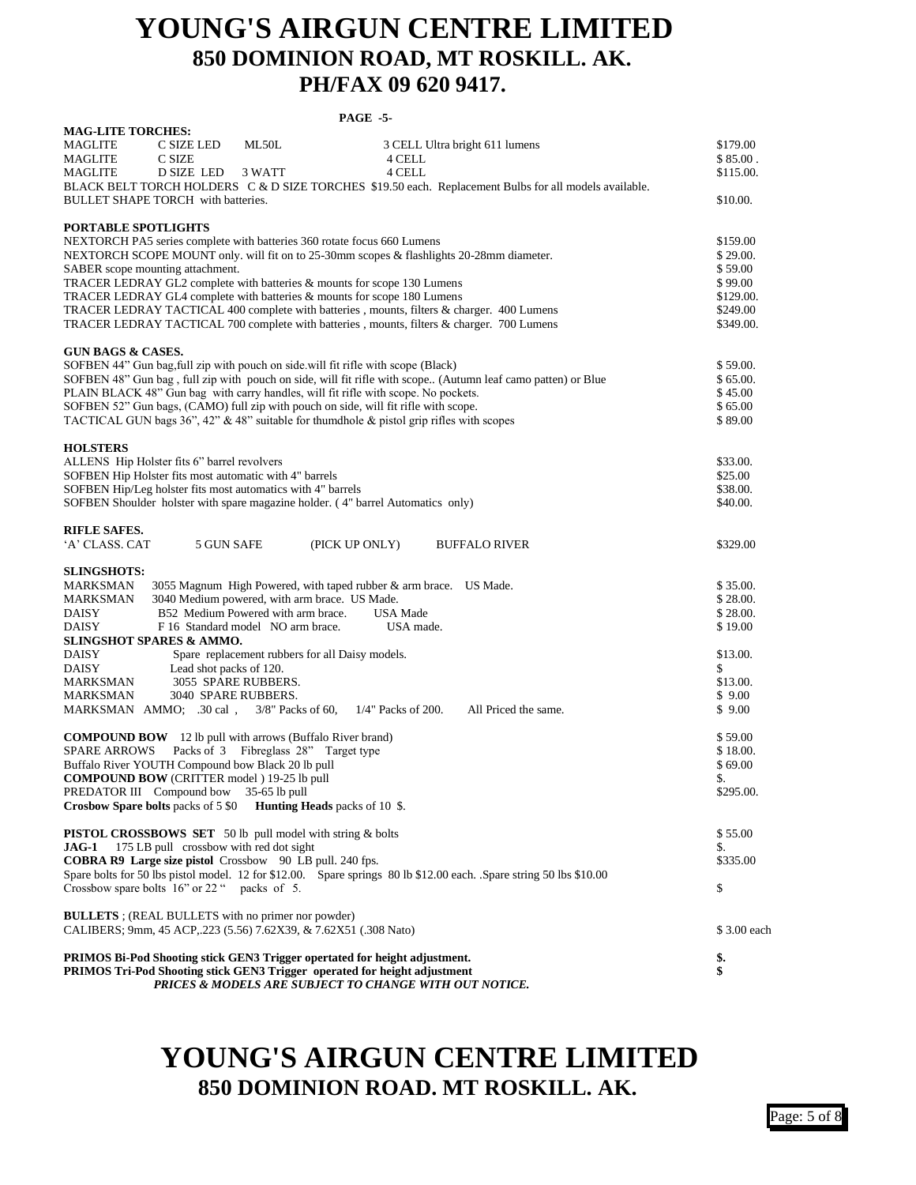# YOUNG'S AIRGUN CENTRE LIMITED
## 850 DOMINION ROAD, MT ROSKILL. AK.
## PH/FAX 09 620 9417.

**PAGE -5-**

**MAG-LITE TORCHES:**

| | | | | |
|---|---|---|---|---|
| MAGLITE | C SIZE LED | ML50L | 3 CELL Ultra bright 611 lumens | $179.00 |
| MAGLITE | C SIZE | | 4 CELL | $ 85.00 . |
| MAGLITE | D SIZE LED | 3 WATT | 4 CELL | $115.00. |

BLACK BELT TORCH HOLDERS C & D SIZE TORCHES $19.50 each. Replacement Bulbs for all models available.

BULLET SHAPE TORCH with batteries. $10.00.

**PORTABLE SPOTLIGHTS**

| | |
|---|---|
| NEXTORCH PA5 series complete with batteries 360 rotate focus 660 Lumens | $159.00 |
| NEXTORCH SCOPE MOUNT only. will fit on to 25-30mm scopes & flashlights 20-28mm diameter. | $ 29.00. |
| SABER scope mounting attachment. | $ 59.00 |
| TRACER LEDRAY GL2 complete with batteries & mounts for scope 130 Lumens | $ 99.00 |
| TRACER LEDRAY GL4 complete with batteries & mounts for scope 180 Lumens | $129.00. |
| TRACER LEDRAY TACTICAL 400 complete with batteries , mounts, filters & charger. 400 Lumens | $249.00 |
| TRACER LEDRAY TACTICAL 700 complete with batteries , mounts, filters & charger. 700 Lumens | $349.00. |

**GUN BAGS & CASES.**

| | |
|---|---|
| SOFBEN 44" Gun bag,full zip with pouch on side.will fit rifle with scope (Black) | $ 59.00. |
| SOFBEN 48" Gun bag , full zip with pouch on side, will fit rifle with scope.. (Autumn leaf camo patten) or Blue | $ 65.00. |
| PLAIN BLACK 48" Gun bag with carry handles, will fit rifle with scope. No pockets. | $ 45.00 |
| SOFBEN 52" Gun bags, (CAMO) full zip with pouch on side, will fit rifle with scope. | $ 65.00 |
| TACTICAL GUN bags 36", 42" & 48" suitable for thumdhole & pistol grip rifles with scopes | $ 89.00 |

**HOLSTERS**

| | |
|---|---|
| ALLENS Hip Holster fits 6" barrel revolvers | $33.00. |
| SOFBEN Hip Holster fits most automatic with 4" barrels | $25.00 |
| SOFBEN Hip/Leg holster fits most automatics with 4" barrels | $38.00. |
| SOFBEN Shoulder holster with spare magazine holder. ( 4" barrel Automatics only) | $40.00. |

**RIFLE SAFES.**

| | | | | |
|---|---|---|---|---|
| 'A' CLASS. CAT | 5 GUN SAFE | (PICK UP ONLY) | BUFFALO RIVER | $329.00 |

**SLINGSHOTS:**

| | | |
|---|---|---|
| MARKSMAN | 3055 Magnum High Powered, with taped rubber & arm brace. US Made. | $ 35.00. |
| MARKSMAN | 3040 Medium powered, with arm brace. US Made. | $ 28.00. |
| DAISY | B52 Medium Powered with arm brace. USA Made | $ 28.00. |
| DAISY | F 16 Standard model NO arm brace. USA made. | $ 19.00 |

**SLINGSHOT SPARES & AMMO.**

| | | |
|---|---|---|
| DAISY | Spare replacement rubbers for all Daisy models. | $13.00. |
| DAISY | Lead shot packs of 120. | $ |
| MARKSMAN | 3055 SPARE RUBBERS. | $13.00. |
| MARKSMAN | 3040 SPARE RUBBERS. | $ 9.00 |
| MARKSMAN | AMMO; .30 cal , 3/8" Packs of 60, 1/4" Packs of 200. All Priced the same. | $ 9.00 |

| | |
|---|---|
| **COMPOUND BOW** 12 lb pull with arrows (Buffalo River brand) | $ 59.00 |
| SPARE ARROWS Packs of 3 Fibreglass 28" Target type | $ 18.00. |
| Buffalo River YOUTH Compound bow Black 20 lb pull | $ 69.00 |
| **COMPOUND BOW** (CRITTER model ) 19-25 lb pull | $. |
| PREDATOR III Compound bow 35-65 lb pull | $295.00. |
| **Crossbow Spare bolts** packs of 5 $0 **Hunting Heads** packs of 10 $. | |

| | |
|---|---|
| **PISTOL CROSSBOWS SET** 50 lb pull model with string & bolts | $ 55.00 |
| **JAG-1** 175 LB pull crossbow with red dot sight | $. |
| **COBRA R9 Large size pistol** Crossbow 90 LB pull. 240 fps. | $335.00 |
| Spare bolts for 50 lbs pistol model. 12 for $12.00. Spare springs 80 lb $12.00 each. .Spare string 50 lbs $10.00 | |
| Crossbow spare bolts 16" or 22 " packs of 5. | $ |

| | |
|---|---|
| **BULLETS** ; (REAL BULLETS with no primer nor powder) | |
| CALIBERS; 9mm, 45 ACP,.223 (5.56) 7.62X39, & 7.62X51 (.308 Nato) | $ 3.00 each |

| | |
|---|---|
| **PRIMOS Bi-Pod Shooting stick GEN3 Trigger opertated for height adjustment.** | **$.** |
| **PRIMOS Tri-Pod Shooting stick GEN3 Trigger operated for height adjustment** | **$** |

***PRICES & MODELS ARE SUBJECT TO CHANGE WITH OUT NOTICE.***

# YOUNG'S AIRGUN CENTRE LIMITED
## 850 DOMINION ROAD. MT ROSKILL. AK.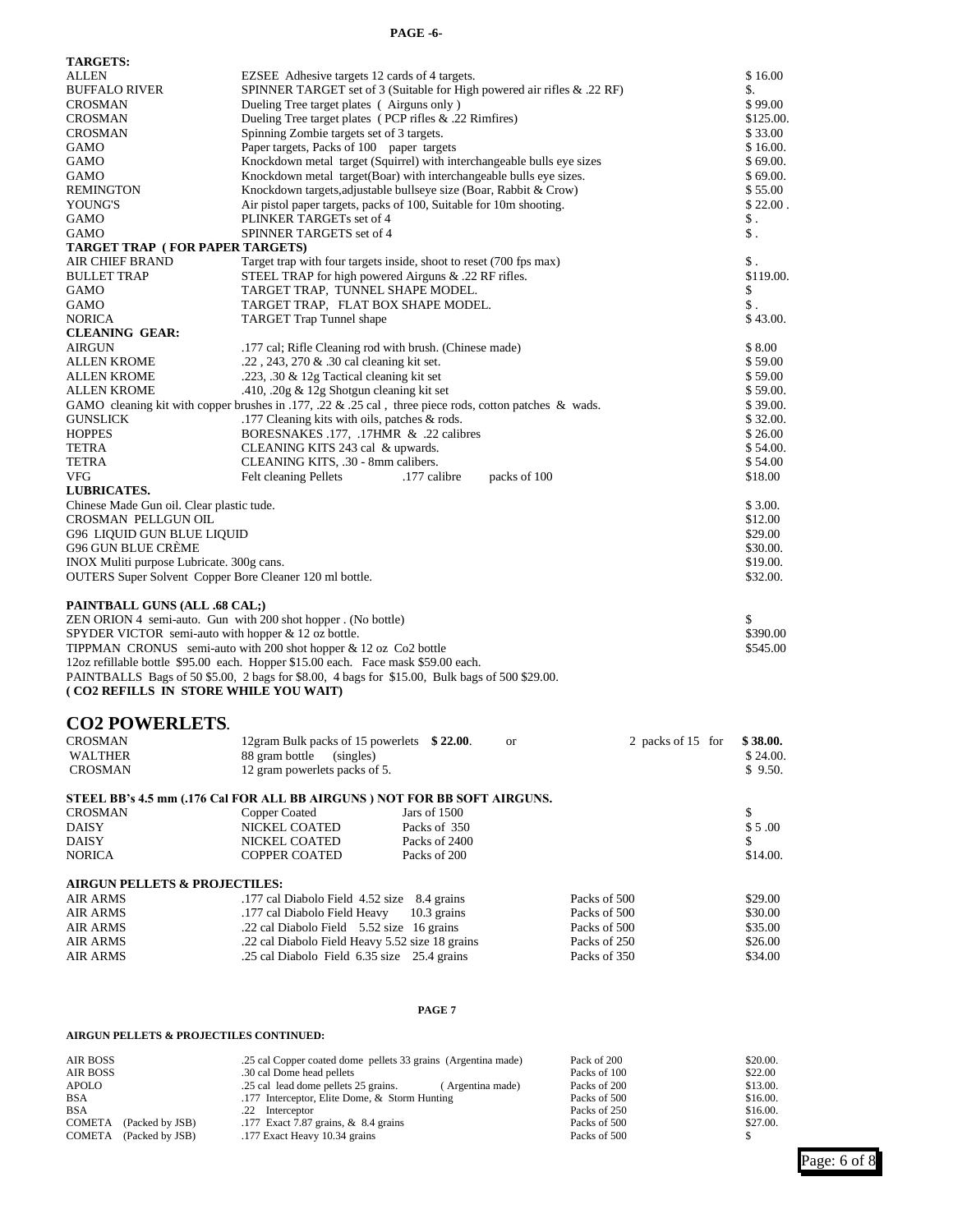**TARGETS:**

| | | |
|---|---|---|
| ALLEN | EZSEE Adhesive targets 12 cards of 4 targets. | $ 16.00 |
| BUFFALO RIVER | SPINNER TARGET set of 3 (Suitable for High powered air rifles & .22 RF) | $. |
| CROSMAN | Dueling Tree target plates ( Airguns only ) | $ 99.00 |
| CROSMAN | Dueling Tree target plates ( PCP rifles & .22 Rimfires) | $125.00. |
| CROSMAN | Spinning Zombie targets set of 3 targets. | $ 33.00 |
| GAMO | Paper targets, Packs of 100 paper targets | $ 16.00. |
| GAMO | Knockdown metal target (Squirrel) with interchangeable bulls eye sizes | $ 69.00. |
| GAMO | Knockdown metal target(Boar) with interchangeable bulls eye sizes. | $ 69.00. |
| REMINGTON | Knockdown targets,adjustable bullseye size (Boar, Rabbit & Crow) | $ 55.00 |
| YOUNG'S | Air pistol paper targets, packs of 100, Suitable for 10m shooting. | $ 22.00 . |
| GAMO | PLINKER TARGETs set of 4 | $ . |
| GAMO | SPINNER TARGETS set of 4 | $ . |

**TARGET TRAP ( FOR PAPER TARGETS)**

| | | |
|---|---|---|
| AIR CHIEF BRAND | Target trap with four targets inside, shoot to reset (700 fps max) | $ . |
| BULLET TRAP | STEEL TRAP for high powered Airguns & .22 RF rifles. | $119.00. |
| GAMO | TARGET TRAP, TUNNEL SHAPE MODEL. | $ |
| GAMO | TARGET TRAP, FLAT BOX SHAPE MODEL. | $ . |
| NORICA | TARGET Trap Tunnel shape | $ 43.00. |

**CLEANING GEAR:**

| | | |
|---|---|---|
| AIRGUN | .177 cal; Rifle Cleaning rod with brush. (Chinese made) | $ 8.00 |
| ALLEN KROME | .22 , 243, 270 & .30 cal cleaning kit set. | $ 59.00 |
| ALLEN KROME | .223, .30 & 12g Tactical cleaning kit set | $ 59.00 |
| ALLEN KROME | .410, .20g & 12g Shotgun cleaning kit set | $ 59.00. |
| GAMO cleaning kit with copper brushes in .177, .22 & .25 cal , three piece rods, cotton patches & wads. | | $ 39.00. |
| GUNSLICK | .177 Cleaning kits with oils, patches & rods. | $ 32.00. |
| HOPPES | BORESNAKES .177, .17HMR & .22 calibres | $ 26.00 |
| TETRA | CLEANING KITS 243 cal & upwards. | $ 54.00. |
| TETRA | CLEANING KITS, .30 - 8mm calibers. | $ 54.00 |
| VFG | Felt cleaning Pellets .177 calibre packs of 100 | $18.00 |

**LUBRICATES.**

| | |
|---|---|
| Chinese Made Gun oil. Clear plastic tude. | $ 3.00. |
| CROSMAN PELLGUN OIL | $12.00 |
| G96 LIQUID GUN BLUE LIQUID | $29.00 |
| G96 GUN BLUE CRÈME | $30.00. |
| INOX Muliti purpose Lubricate. 300g cans. | $19.00. |
| OUTERS Super Solvent Copper Bore Cleaner 120 ml bottle. | $32.00. |

**PAINTBALL GUNS (ALL .68 CAL;)**

| | |
|---|---|
| ZEN ORION 4 semi-auto. Gun with 200 shot hopper . (No bottle) | $ |
| SPYDER VICTOR semi-auto with hopper & 12 oz bottle. | $390.00 |
| TIPPMAN CRONUS semi-auto with 200 shot hopper & 12 oz Co2 bottle | $545.00 |

12oz refillable bottle $95.00 each. Hopper $15.00 each. Face mask $59.00 each.

PAINTBALLS Bags of 50 $5.00, 2 bags for $8.00, 4 bags for $15.00, Bulk bags of 500 $29.00.

**( CO2 REFILLS IN STORE WHILE YOU WAIT)**

## CO2 POWERLETS.

| | | |
|---|---|---|
| CROSMAN | 12gram Bulk packs of 15 powerlets **$ 22.00**. or 2 packs of 15 for | **$ 38.00.** |
| WALTHER | 88 gram bottle (singles) | $ 24.00. |
| CROSMAN | 12 gram powerlets packs of 5. | $ 9.50. |

**STEEL BB's 4.5 mm (.176 Cal FOR ALL BB AIRGUNS ) NOT FOR BB SOFT AIRGUNS.**

| | | | |
|---|---|---|---|
| CROSMAN | Copper Coated | Jars of 1500 | $ |
| DAISY | NICKEL COATED | Packs of 350 | $ 5 .00 |
| DAISY | NICKEL COATED | Packs of 2400 | $ |
| NORICA | COPPER COATED | Packs of 200 | $14.00. |

**AIRGUN PELLETS & PROJECTILES:**

| | | | |
|---|---|---|---|
| AIR ARMS | .177 cal Diabolo Field 4.52 size 8.4 grains | Packs of 500 | $29.00 |
| AIR ARMS | .177 cal Diabolo Field Heavy 10.3 grains | Packs of 500 | $30.00 |
| AIR ARMS | .22 cal Diabolo Field 5.52 size 16 grains | Packs of 500 | $35.00 |
| AIR ARMS | .22 cal Diabolo Field Heavy 5.52 size 18 grains | Packs of 250 | $26.00 |
| AIR ARMS | .25 cal Diabolo Field 6.35 size 25.4 grains | Packs of 350 | $34.00 |

**AIRGUN PELLETS & PROJECTILES CONTINUED:**

| | | | |
|---|---|---|---|
| AIR BOSS | .25 cal Copper coated dome pellets 33 grains (Argentina made) | Pack of 200 | $20.00. |
| AIR BOSS | .30 cal Dome head pellets | Packs of 100 | $22.00 |
| APOLO | .25 cal lead dome pellets 25 grains. ( Argentina made) | Packs of 200 | $13.00. |
| BSA | .177 Interceptor, Elite Dome, & Storm Hunting | Packs of 500 | $16.00. |
| BSA | .22 Interceptor | Packs of 250 | $16.00. |
| COMETA (Packed by JSB) | .177 Exact 7.87 grains, & 8.4 grains | Packs of 500 | $27.00. |
| COMETA (Packed by JSB) | .177 Exact Heavy 10.34 grains | Packs of 500 | $ |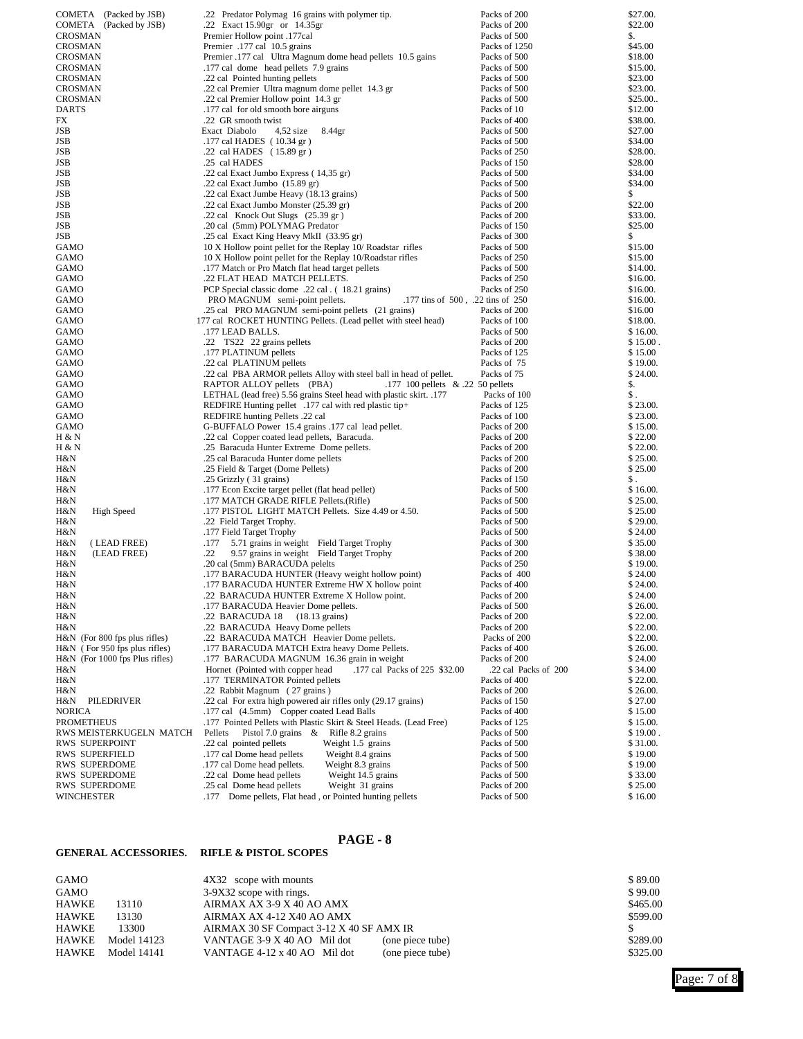| | | | |
|---|---|---|---|
| COMETA (Packed by JSB) | .22 Predator Polymag 16 grains with polymer tip. | Packs of 200 | $27.00. |
| COMETA (Packed by JSB) | .22 Exact 15.90gr or 14.35gr | Packs of 200 | $22.00 |
| CROSMAN | Premier Hollow point .177cal | Packs of 500 | $. |
| CROSMAN | Premier .177 cal 10.5 grains | Packs of 1250 | $45.00 |
| CROSMAN | Premier .177 cal Ultra Magnum dome head pellets 10.5 gains | Packs of 500 | $18.00 |
| CROSMAN | .177 cal dome head pellets 7.9 grains | Packs of 500 | $15.00. |
| CROSMAN | .22 cal Pointed hunting pellets | Packs of 500 | $23.00 |
| CROSMAN | .22 cal Premier Ultra magnum dome pellet 14.3 gr | Packs of 500 | $23.00. |
| CROSMAN | .22 cal Premier Hollow point 14.3 gr | Packs of 500 | $25.00.. |
| DARTS | .177 cal for old smooth bore airguns | Packs of 10 | $12.00 |
| FX | .22 GR smooth twist | Packs of 400 | $38.00. |
| JSB | Exact Diabolo 4,52 size 8.44gr | Packs of 500 | $27.00 |
| JSB | .177 cal HADES ( 10.34 gr ) | Packs of 500 | $34.00 |
| JSB | .22 cal HADES ( 15.89 gr ) | Packs of 250 | $28.00. |
| JSB | .25 cal HADES | Packs of 150 | $28.00 |
| JSB | .22 cal Exact Jumbo Express ( 14,35 gr) | Packs of 500 | $34.00 |
| JSB | .22 cal Exact Jumbo (15.89 gr) | Packs of 500 | $34.00 |
| JSB | .22 cal Exact Jumbe Heavy (18.13 grains) | Packs of 500 | $ |
| JSB | .22 cal Exact Jumbo Monster (25.39 gr) | Packs of 200 | $22.00 |
| JSB | .22 cal Knock Out Slugs (25.39 gr ) | Packs of 200 | $33.00. |
| JSB | .20 cal (5mm) POLYMAG Predator | Packs of 150 | $25.00 |
| JSB | .25 cal Exact King Heavy MkII (33.95 gr) | Packs of 300 | $ |
| GAMO | 10 X Hollow point pellet for the Replay 10/ Roadstar rifles | Packs of 500 | $15.00 |
| GAMO | 10 X Hollow point pellet for the Replay 10/Roadstar rifles | Packs of 250 | $15.00 |
| GAMO | .177 Match or Pro Match flat head target pellets | Packs of 500 | $14.00. |
| GAMO | .22 FLAT HEAD MATCH PELLETS. | Packs of 250 | $16.00. |
| GAMO | PCP Special classic dome .22 cal . ( 18.21 grains) | Packs of 250 | $16.00. |
| GAMO | PRO MAGNUM semi-point pellets. .177 tins of 500 , .22 tins of 250 | | $16.00. |
| GAMO | .25 cal PRO MAGNUM semi-point pellets (21 grains) | Packs of 200 | $16.00 |
| GAMO | 177 cal ROCKET HUNTING Pellets. (Lead pellet with steel head) | Packs of 100 | $18.00. |
| GAMO | .177 LEAD BALLS. | Packs of 500 | $ 16.00. |
| GAMO | .22 TS22 22 grains pellets | Packs of 200 | $ 15.00 . |
| GAMO | .177 PLATINUM pellets | Packs of 125 | $ 15.00 |
| GAMO | .22 cal PLATINUM pellets | Packs of 75 | $ 19.00. |
| GAMO | .22 cal PBA ARMOR pellets Alloy with steel ball in head of pellet. | Packs of 75 | $ 24.00. |
| GAMO | RAPTOR ALLOY pellets (PBA) .177 100 pellets & .22 50 pellets | | $. |
| GAMO | LETHAL (lead free) 5.56 grains Steel head with plastic skirt. .177 | Packs of 100 | $ . |
| GAMO | REDFIRE Hunting pellet .177 cal with red plastic tip+ | Packs of 125 | $ 23.00. |
| GAMO | REDFIRE hunting Pellets .22 cal | Packs of 100 | $ 23.00. |
| GAMO | G-BUFFALO Power 15.4 grains .177 cal lead pellet. | Packs of 200 | $ 15.00. |
| H & N | .22 cal Copper coated lead pellets, Baracuda. | Packs of 200 | $ 22.00 |
| H & N | .25 Baracuda Hunter Extreme Dome pellets. | Packs of 200 | $ 22.00. |
| H&N | .25 cal Baracuda Hunter dome pellets | Packs of 200 | $ 25.00. |
| H&N | .25 Field & Target (Dome Pellets) | Packs of 200 | $ 25.00 |
| H&N | .25 Grizzly ( 31 grains) | Packs of 150 | $ . |
| H&N | .177 Econ Excite target pellet (flat head pellet) | Packs of 500 | $ 16.00. |
| H&N | .177 MATCH GRADE RIFLE Pellets.(Rifle) | Packs of 500 | $ 25.00. |
| H&N High Speed | .177 PISTOL LIGHT MATCH Pellets. Size 4.49 or 4.50. | Packs of 500 | $ 25.00 |
| H&N | .22 Field Target Trophy. | Packs of 500 | $ 29.00. |
| H&N | .177 Field Target Trophy | Packs of 500 | $ 24.00 |
| H&N ( LEAD FREE) | .177 5.71 grains in weight Field Target Trophy | Packs of 300 | $ 35.00 |
| H&N (LEAD FREE) | .22 9.57 grains in weight Field Target Trophy | Packs of 200 | $ 38.00 |
| H&N | .20 cal (5mm) BARACUDA pelelts | Packs of 250 | $ 19.00. |
| H&N | .177 BARACUDA HUNTER (Heavy weight hollow point) | Packs of 400 | $ 24.00 |
| H&N | .177 BARACUDA HUNTER Extreme HW X hollow point | Packs of 400 | $ 24.00. |
| H&N | .22 BARACUDA HUNTER Extreme X Hollow point. | Packs of 200 | $ 24.00 |
| H&N | .177 BARACUDA Heavier Dome pellets. | Packs of 500 | $ 26.00. |
| H&N | .22 BARACUDA 18 (18.13 grains) | Packs of 200 | $ 22.00. |
| H&N | .22 BARACUDA Heavy Dome pellets | Packs of 200 | $ 22.00. |
| H&N (For 800 fps plus rifles) | .22 BARACUDA MATCH Heavier Dome pellets. | Packs of 200 | $ 22.00. |
| H&N ( For 950 fps plus rifles) | .177 BARACUDA MATCH Extra heavy Dome Pellets. | Packs of 400 | $ 26.00. |
| H&N (For 1000 fps Plus rifles) | .177 BARACUDA MAGNUM 16.36 grain in weight | Packs of 200 | $ 24.00 |
| H&N | Hornet (Pointed with copper head .177 cal Packs of 225 $32.00 | .22 cal Packs of 200 | $ 34.00 |
| H&N | .177 TERMINATOR Pointed pellets | Packs of 400 | $ 22.00. |
| H&N | .22 Rabbit Magnum ( 27 grains ) | Packs of 200 | $ 26.00. |
| H&N PILEDRIVER | .22 cal For extra high powered air rifles only (29.17 grains) | Packs of 150 | $ 27.00 |
| NORICA | .177 cal (4.5mm) Copper coated Lead Balls | Packs of 400 | $ 15.00 |
| PROMETHEUS | .177 Pointed Pellets with Plastic Skirt & Steel Heads. (Lead Free) | Packs of 125 | $ 15.00. |
| RWS MEISTERKUGELN MATCH | Pellets Pistol 7.0 grains & Rifle 8.2 grains | Packs of 500 | $ 19.00 . |
| RWS SUPERPOINT | .22 cal pointed pellets Weight 1.5 grains | Packs of 500 | $ 31.00. |
| RWS SUPERFIELD | .177 cal Dome head pellets Weight 8.4 grains | Packs of 500 | $ 19.00 |
| RWS SUPERDOME | .177 cal Dome head pellets. Weight 8.3 grains | Packs of 500 | $ 19.00 |
| RWS SUPERDOME | .22 cal Dome head pellets Weight 14.5 grains | Packs of 500 | $ 33.00 |
| RWS SUPERDOME | .25 cal Dome head pellets Weight 31 grains | Packs of 200 | $ 25.00 |
| WINCHESTER | .177 Dome pellets, Flat head , or Pointed hunting pellets | Packs of 500 | $ 16.00 |

## PAGE - 8

**GENERAL ACCESSORIES. RIFLE & PISTOL SCOPES**

| | | | |
|---|---|---|---|
| GAMO | | 4X32 scope with mounts | $ 89.00 |
| GAMO | | 3-9X32 scope with rings. | $ 99.00 |
| HAWKE | 13110 | AIRMAX AX 3-9 X 40 AO AMX | $465.00 |
| HAWKE | 13130 | AIRMAX AX 4-12 X40 AO AMX | $599.00 |
| HAWKE | 13300 | AIRMAX 30 SF Compact 3-12 X 40 SF AMX IR | $ |
| HAWKE | Model 14123 | VANTAGE 3-9 X 40 AO Mil dot (one piece tube) | $289.00 |
| HAWKE | Model 14141 | VANTAGE 4-12 x 40 AO Mil dot (one piece tube) | $325.00 |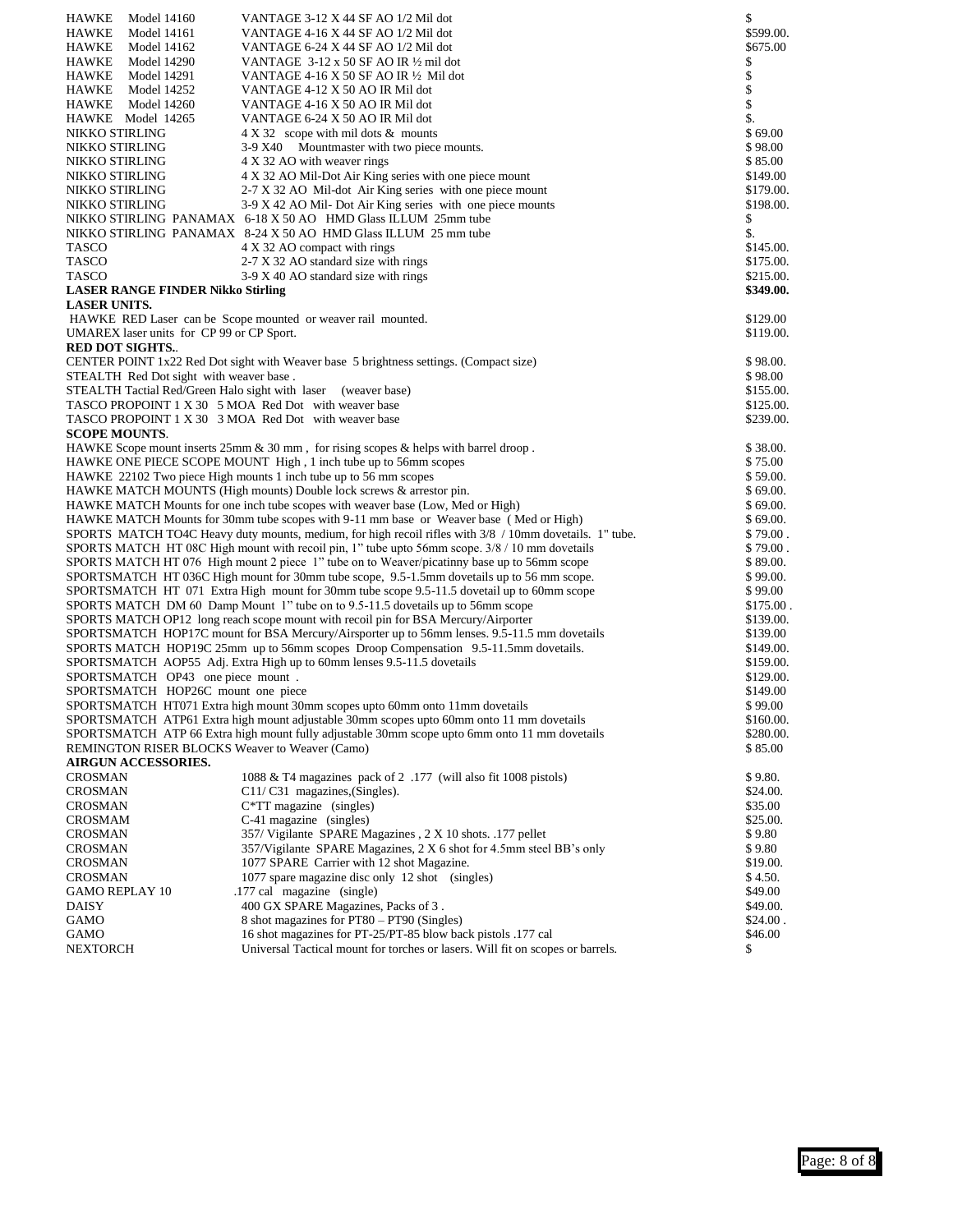| | | |
|---|---|---|
| HAWKE Model 14160 | VANTAGE 3-12 X 44 SF AO 1/2 Mil dot | $ |
| HAWKE Model 14161 | VANTAGE 4-16 X 44 SF AO 1/2 Mil dot | $599.00. |
| HAWKE Model 14162 | VANTAGE 6-24 X 44 SF AO 1/2 Mil dot | $675.00 |
| HAWKE Model 14290 | VANTAGE 3-12 x 50 SF AO IR ½ mil dot | $ |
| HAWKE Model 14291 | VANTAGE 4-16 X 50 SF AO IR ½ Mil dot | $ |
| HAWKE Model 14252 | VANTAGE 4-12 X 50 AO IR Mil dot | $ |
| HAWKE Model 14260 | VANTAGE 4-16 X 50 AO IR Mil dot | $ |
| HAWKE Model 14265 | VANTAGE 6-24 X 50 AO IR Mil dot | $. |
| NIKKO STIRLING | 4 X 32 scope with mil dots & mounts | $ 69.00 |
| NIKKO STIRLING | 3-9 X40 Mountmaster with two piece mounts. | $ 98.00 |
| NIKKO STIRLING | 4 X 32 AO with weaver rings | $ 85.00 |
| NIKKO STIRLING | 4 X 32 AO Mil-Dot Air King series with one piece mount | $149.00 |
| NIKKO STIRLING | 2-7 X 32 AO Mil-dot Air King series with one piece mount | $179.00. |
| NIKKO STIRLING | 3-9 X 42 AO Mil- Dot Air King series with one piece mounts | $198.00. |
| NIKKO STIRLING PANAMAX | 6-18 X 50 AO HMD Glass ILLUM 25mm tube | $ |
| NIKKO STIRLING PANAMAX | 8-24 X 50 AO HMD Glass ILLUM 25 mm tube | $. |
| TASCO | 4 X 32 AO compact with rings | $145.00. |
| TASCO | 2-7 X 32 AO standard size with rings | $175.00. |
| TASCO | 3-9 X 40 AO standard size with rings | $215.00. |
| **LASER RANGE FINDER Nikko Stirling** | | **$349.00.** |
| **LASER UNITS.** | | |
| HAWKE RED Laser can be Scope mounted or weaver rail mounted. | | $129.00 |
| UMAREX laser units for CP 99 or CP Sport. | | $119.00. |
| **RED DOT SIGHTS.**. | | |
| CENTER POINT 1x22 Red Dot sight with Weaver base 5 brightness settings. (Compact size) | | $ 98.00. |
| STEALTH Red Dot sight with weaver base . | | $ 98.00 |
| STEALTH Tactial Red/Green Halo sight with laser (weaver base) | | $155.00. |
| TASCO PROPOINT 1 X 30 5 MOA Red Dot with weaver base | | $125.00. |
| TASCO PROPOINT 1 X 30 3 MOA Red Dot with weaver base | | $239.00. |
| **SCOPE MOUNTS**. | | |
| HAWKE Scope mount inserts 25mm & 30 mm , for rising scopes & helps with barrel droop . | | $ 38.00. |
| HAWKE ONE PIECE SCOPE MOUNT High , 1 inch tube up to 56mm scopes | | $ 75.00 |
| HAWKE 22102 Two piece High mounts 1 inch tube up to 56 mm scopes | | $ 59.00. |
| HAWKE MATCH MOUNTS (High mounts) Double lock screws & arrestor pin. | | $ 69.00. |
| HAWKE MATCH Mounts for one inch tube scopes with weaver base (Low, Med or High) | | $ 69.00. |
| HAWKE MATCH Mounts for 30mm tube scopes with 9-11 mm base or Weaver base ( Med or High) | | $ 69.00. |
| SPORTS MATCH TO4C Heavy duty mounts, medium, for high recoil rifles with 3/8 / 10mm dovetails. 1" tube. | | $ 79.00 . |
| SPORTS MATCH HT 08C High mount with recoil pin, 1" tube upto 56mm scope. 3/8 / 10 mm dovetails | | $ 79.00 . |
| SPORTS MATCH HT 076 High mount 2 piece 1" tube on to Weaver/picatinny base up to 56mm scope | | $ 89.00. |
| SPORTSMATCH HT 036C High mount for 30mm tube scope, 9.5-1.5mm dovetails up to 56 mm scope. | | $ 99.00. |
| SPORTSMATCH HT 071 Extra High mount for 30mm tube scope 9.5-11.5 dovetail up to 60mm scope | | $ 99.00 |
| SPORTS MATCH DM 60 Damp Mount 1" tube on to 9.5-11.5 dovetails up to 56mm scope | | $175.00 . |
| SPORTS MATCH OP12 long reach scope mount with recoil pin for BSA Mercury/Airporter | | $139.00. |
| SPORTSMATCH HOP17C mount for BSA Mercury/Airsporter up to 56mm lenses. 9.5-11.5 mm dovetails | | $139.00 |
| SPORTS MATCH HOP19C 25mm up to 56mm scopes Droop Compensation 9.5-11.5mm dovetails. | | $149.00. |
| SPORTSMATCH AOP55 Adj. Extra High up to 60mm lenses 9.5-11.5 dovetails | | $159.00. |
| SPORTSMATCH OP43 one piece mount . | | $129.00. |
| SPORTSMATCH HOP26C mount one piece | | $149.00 |
| SPORTSMATCH HT071 Extra high mount 30mm scopes upto 60mm onto 11mm dovetails | | $ 99.00 |
| SPORTSMATCH ATP61 Extra high mount adjustable 30mm scopes upto 60mm onto 11 mm dovetails | | $160.00. |
| SPORTSMATCH ATP 66 Extra high mount fully adjustable 30mm scope upto 6mm onto 11 mm dovetails | | $280.00. |
| REMINGTON RISER BLOCKS Weaver to Weaver (Camo) | | $ 85.00 |
| **AIRGUN ACCESSORIES.** | | |
| CROSMAN | 1088 & T4 magazines pack of 2 .177 (will also fit 1008 pistols) | $ 9.80. |
| CROSMAN | C11/ C31 magazines,(Singles). | $24.00. |
| CROSMAN | C*TT magazine (singles) | $35.00 |
| CROSMAM | C-41 magazine (singles) | $25.00. |
| CROSMAN | 357/ Vigilante SPARE Magazines , 2 X 10 shots. .177 pellet | $ 9.80 |
| CROSMAN | 357/Vigilante SPARE Magazines, 2 X 6 shot for 4.5mm steel BB's only | $ 9.80 |
| CROSMAN | 1077 SPARE Carrier with 12 shot Magazine. | $19.00. |
| CROSMAN | 1077 spare magazine disc only 12 shot (singles) | $ 4.50. |
| GAMO REPLAY 10 | .177 cal magazine (single) | $49.00 |
| DAISY | 400 GX SPARE Magazines, Packs of 3 . | $49.00. |
| GAMO | 8 shot magazines for PT80 – PT90 (Singles) | $24.00 . |
| GAMO | 16 shot magazines for PT-25/PT-85 blow back pistols .177 cal | $46.00 |
| NEXTORCH | Universal Tactical mount for torches or lasers. Will fit on scopes or barrels. | $ |